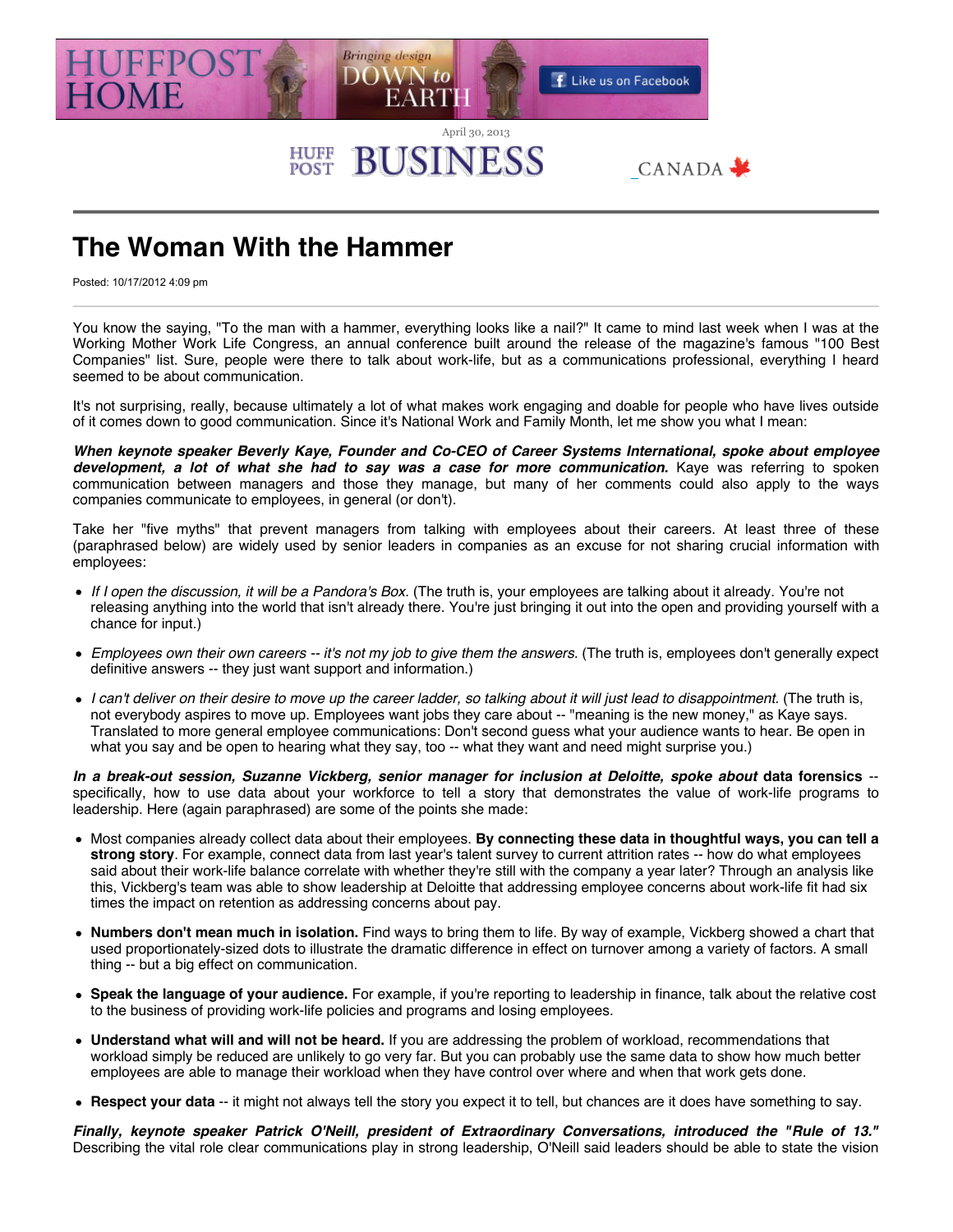HUFFPOST HOME — Bringing design DOWN to EARTH — Like us on Facebook

April 30, 2013

HUFF POST BUSINESS CANADA

# The Woman With the Hammer

Posted: 10/17/2012 4:09 pm

You know the saying, "To the man with a hammer, everything looks like a nail?" It came to mind last week when I was at the Working Mother Work Life Congress, an annual conference built around the release of the magazine's famous "100 Best Companies" list. Sure, people were there to talk about work-life, but as a communications professional, everything I heard seemed to be about communication.

It's not surprising, really, because ultimately a lot of what makes work engaging and doable for people who have lives outside of it comes down to good communication. Since it's National Work and Family Month, let me show you what I mean:

***When keynote speaker Beverly Kaye, Founder and Co-CEO of Career Systems International, spoke about employee development, a lot of what she had to say was a case for more communication.*** Kaye was referring to spoken communication between managers and those they manage, but many of her comments could also apply to the ways companies communicate to employees, in general (or don't).

Take her "five myths" that prevent managers from talking with employees about their careers. At least three of these (paraphrased below) are widely used by senior leaders in companies as an excuse for not sharing crucial information with employees:

- *If I open the discussion, it will be a Pandora's Box.* (The truth is, your employees are talking about it already. You're not releasing anything into the world that isn't already there. You're just bringing it out into the open and providing yourself with a chance for input.)
- *Employees own their own careers -- it's not my job to give them the answers.* (The truth is, employees don't generally expect definitive answers -- they just want support and information.)
- *I can't deliver on their desire to move up the career ladder, so talking about it will just lead to disappointment.* (The truth is, not everybody aspires to move up. Employees want jobs they care about -- "meaning is the new money," as Kaye says. Translated to more general employee communications: Don't second guess what your audience wants to hear. Be open in what you say and be open to hearing what they say, too -- what they want and need might surprise you.)

***In a break-out session, Suzanne Vickberg, senior manager for inclusion at Deloitte, spoke about*** **data forensics** -- specifically, how to use data about your workforce to tell a story that demonstrates the value of work-life programs to leadership. Here (again paraphrased) are some of the points she made:

- Most companies already collect data about their employees. **By connecting these data in thoughtful ways, you can tell a strong story**. For example, connect data from last year's talent survey to current attrition rates -- how do what employees said about their work-life balance correlate with whether they're still with the company a year later? Through an analysis like this, Vickberg's team was able to show leadership at Deloitte that addressing employee concerns about work-life fit had six times the impact on retention as addressing concerns about pay.
- **Numbers don't mean much in isolation.** Find ways to bring them to life. By way of example, Vickberg showed a chart that used proportionately-sized dots to illustrate the dramatic difference in effect on turnover among a variety of factors. A small thing -- but a big effect on communication.
- **Speak the language of your audience.** For example, if you're reporting to leadership in finance, talk about the relative cost to the business of providing work-life policies and programs and losing employees.
- **Understand what will and will not be heard.** If you are addressing the problem of workload, recommendations that workload simply be reduced are unlikely to go very far. But you can probably use the same data to show how much better employees are able to manage their workload when they have control over where and when that work gets done.
- **Respect your data** -- it might not always tell the story you expect it to tell, but chances are it does have something to say.

***Finally, keynote speaker Patrick O'Neill, president of Extraordinary Conversations, introduced the "Rule of 13."*** Describing the vital role clear communications play in strong leadership, O'Neill said leaders should be able to state the vision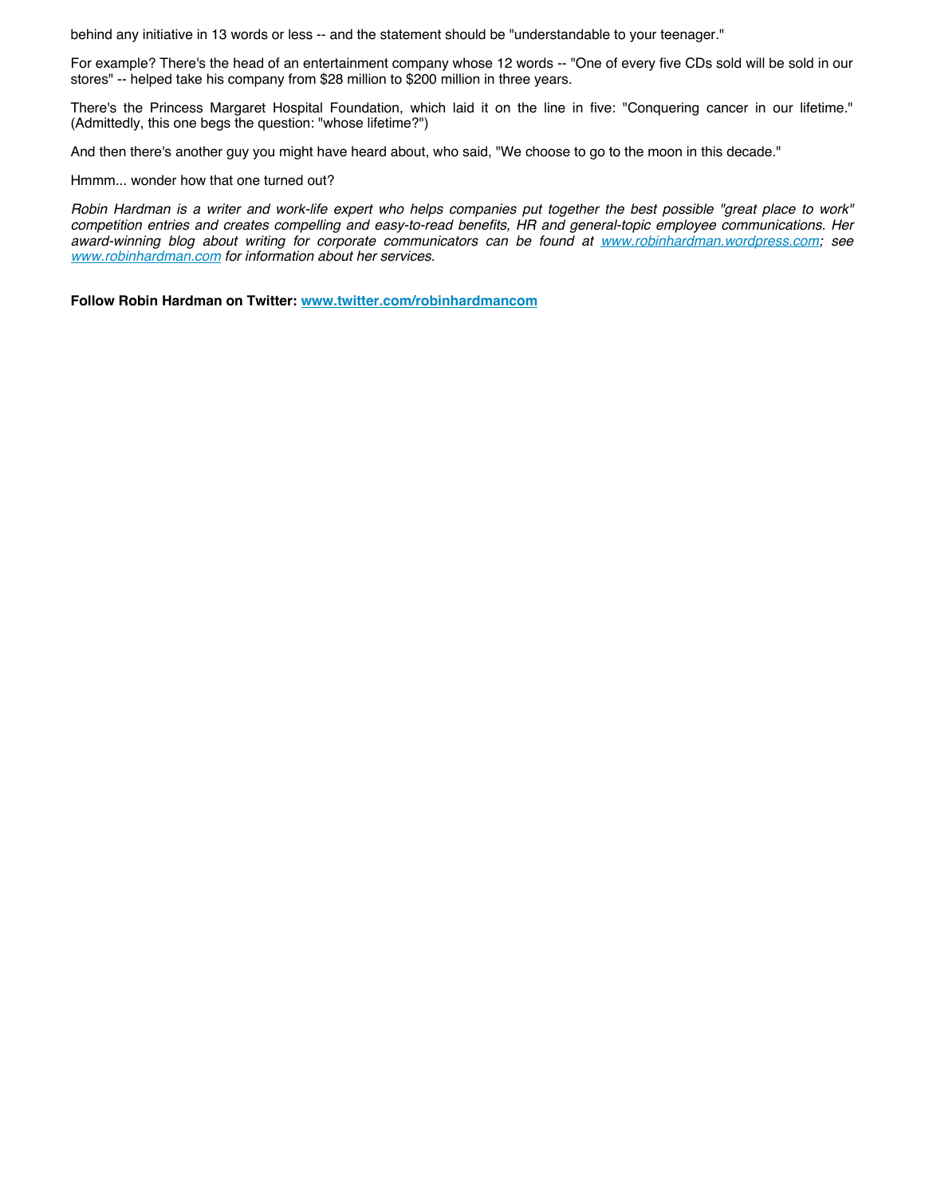behind any initiative in 13 words or less -- and the statement should be "understandable to your teenager."

For example? There's the head of an entertainment company whose 12 words -- "One of every five CDs sold will be sold in our stores" -- helped take his company from $28 million to $200 million in three years.

There's the Princess Margaret Hospital Foundation, which laid it on the line in five: "Conquering cancer in our lifetime." (Admittedly, this one begs the question: "whose lifetime?")

And then there's another guy you might have heard about, who said, "We choose to go to the moon in this decade."

Hmmm... wonder how that one turned out?

*Robin Hardman is a writer and work-life expert who helps companies put together the best possible "great place to work" competition entries and creates compelling and easy-to-read benefits, HR and general-topic employee communications. Her award-winning blog about writing for corporate communicators can be found at [www.robinhardman.wordpress.com](http://www.robinhardman.wordpress.com); see [www.robinhardman.com](http://www.robinhardman.com) for information about her services.*

**Follow Robin Hardman on Twitter: [www.twitter.com/robinhardmancom](http://www.twitter.com/robinhardmancom)**